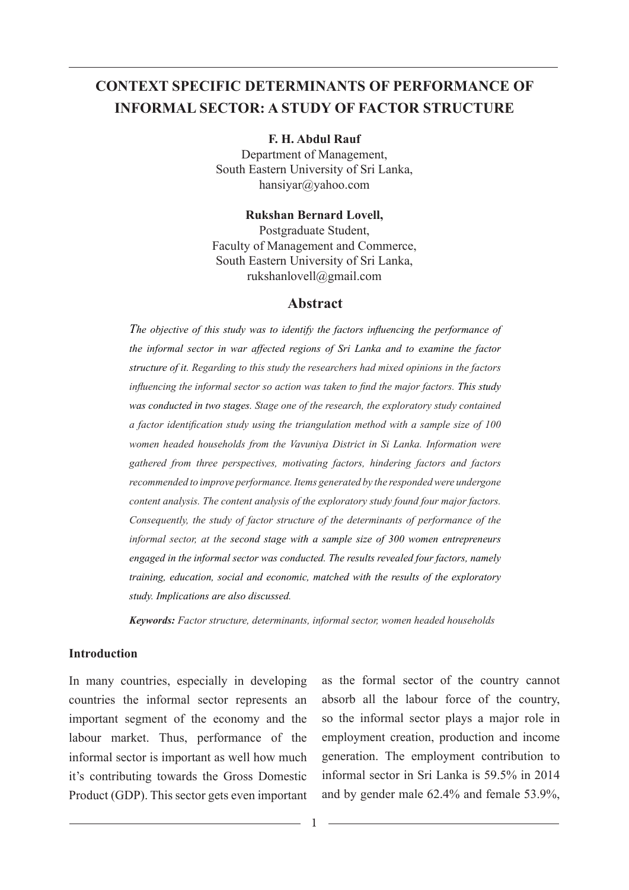# CONTEXT SPECIFIC DETERMINANTS OF PERFORMANCE OF INFORMAL SECTOR: A STUDY OF FACTOR STRUCTURE

**F. H. Abdul Rauf**
Department of Management,
South Eastern University of Sri Lanka,
hansiyar@yahoo.com

**Rukshan Bernard Lovell,**
Postgraduate Student,
Faculty of Management and Commerce,
South Eastern University of Sri Lanka,
rukshanlovell@gmail.com

## Abstract

*The objective of this study was to identify the factors influencing the performance of the informal sector in war affected regions of Sri Lanka and to examine the factor structure of it. Regarding to this study the researchers had mixed opinions in the factors influencing the informal sector so action was taken to find the major factors. This study was conducted in two stages. Stage one of the research, the exploratory study contained a factor identification study using the triangulation method with a sample size of 100 women headed households from the Vavuniya District in Si Lanka. Information were gathered from three perspectives, motivating factors, hindering factors and factors recommended to improve performance. Items generated by the responded were undergone content analysis. The content analysis of the exploratory study found four major factors. Consequently, the study of factor structure of the determinants of performance of the informal sector, at the second stage with a sample size of 300 women entrepreneurs engaged in the informal sector was conducted. The results revealed four factors, namely training, education, social and economic, matched with the results of the exploratory study. Implications are also discussed.*

***Keywords:*** *Factor structure, determinants, informal sector, women headed households*

### Introduction

In many countries, especially in developing countries the informal sector represents an important segment of the economy and the labour market. Thus, performance of the informal sector is important as well how much it's contributing towards the Gross Domestic Product (GDP). This sector gets even important as the formal sector of the country cannot absorb all the labour force of the country, so the informal sector plays a major role in employment creation, production and income generation. The employment contribution to informal sector in Sri Lanka is 59.5% in 2014 and by gender male 62.4% and female 53.9%,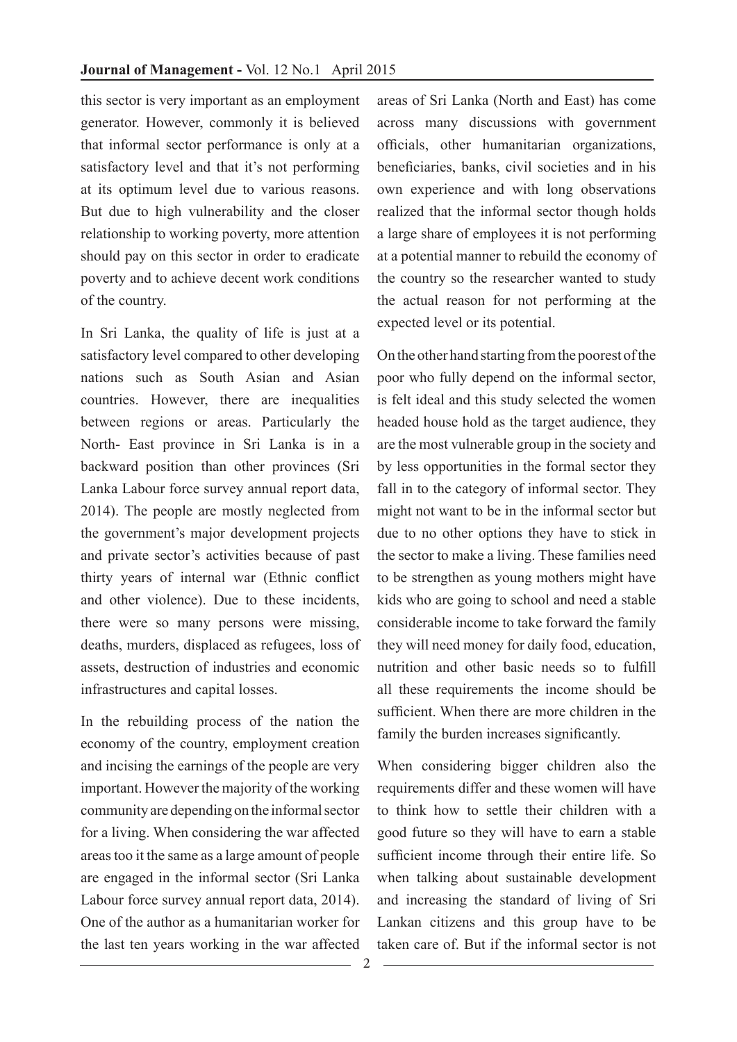this sector is very important as an employment generator. However, commonly it is believed that informal sector performance is only at a satisfactory level and that it's not performing at its optimum level due to various reasons. But due to high vulnerability and the closer relationship to working poverty, more attention should pay on this sector in order to eradicate poverty and to achieve decent work conditions of the country.

In Sri Lanka, the quality of life is just at a satisfactory level compared to other developing nations such as South Asian and Asian countries. However, there are inequalities between regions or areas. Particularly the North- East province in Sri Lanka is in a backward position than other provinces (Sri Lanka Labour force survey annual report data, 2014). The people are mostly neglected from the government's major development projects and private sector's activities because of past thirty years of internal war (Ethnic conflict and other violence). Due to these incidents, there were so many persons were missing, deaths, murders, displaced as refugees, loss of assets, destruction of industries and economic infrastructures and capital losses.

In the rebuilding process of the nation the economy of the country, employment creation and incising the earnings of the people are very important. However the majority of the working community are depending on the informal sector for a living. When considering the war affected areas too it the same as a large amount of people are engaged in the informal sector (Sri Lanka Labour force survey annual report data, 2014). One of the author as a humanitarian worker for the last ten years working in the war affected areas of Sri Lanka (North and East) has come across many discussions with government officials, other humanitarian organizations, beneficiaries, banks, civil societies and in his own experience and with long observations realized that the informal sector though holds a large share of employees it is not performing at a potential manner to rebuild the economy of the country so the researcher wanted to study the actual reason for not performing at the expected level or its potential.

On the other hand starting from the poorest of the poor who fully depend on the informal sector, is felt ideal and this study selected the women headed house hold as the target audience, they are the most vulnerable group in the society and by less opportunities in the formal sector they fall in to the category of informal sector. They might not want to be in the informal sector but due to no other options they have to stick in the sector to make a living. These families need to be strengthen as young mothers might have kids who are going to school and need a stable considerable income to take forward the family they will need money for daily food, education, nutrition and other basic needs so to fulfill all these requirements the income should be sufficient. When there are more children in the family the burden increases significantly.

When considering bigger children also the requirements differ and these women will have to think how to settle their children with a good future so they will have to earn a stable sufficient income through their entire life. So when talking about sustainable development and increasing the standard of living of Sri Lankan citizens and this group have to be taken care of. But if the informal sector is not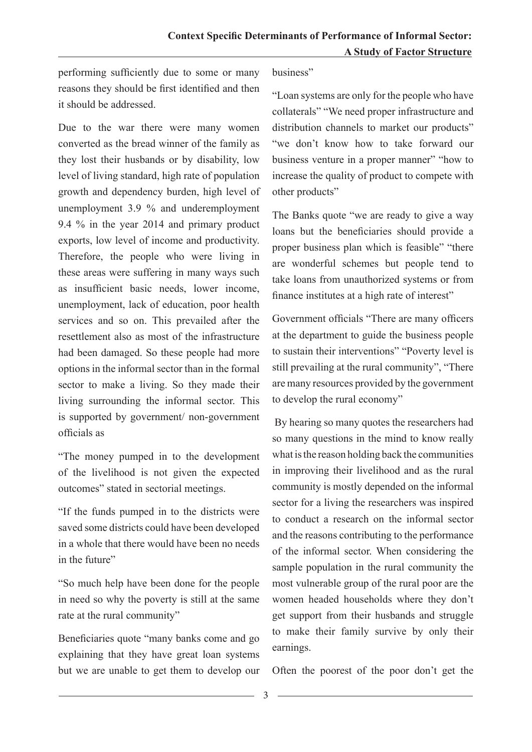performing sufficiently due to some or many reasons they should be first identified and then it should be addressed.

Due to the war there were many women converted as the bread winner of the family as they lost their husbands or by disability, low level of living standard, high rate of population growth and dependency burden, high level of unemployment 3.9 % and underemployment 9.4 % in the year 2014 and primary product exports, low level of income and productivity. Therefore, the people who were living in these areas were suffering in many ways such as insufficient basic needs, lower income, unemployment, lack of education, poor health services and so on. This prevailed after the resettlement also as most of the infrastructure had been damaged. So these people had more options in the informal sector than in the formal sector to make a living. So they made their living surrounding the informal sector. This is supported by government/ non-government officials as

"The money pumped in to the development of the livelihood is not given the expected outcomes" stated in sectorial meetings.

"If the funds pumped in to the districts were saved some districts could have been developed in a whole that there would have been no needs in the future"

"So much help have been done for the people in need so why the poverty is still at the same rate at the rural community"

Beneficiaries quote "many banks come and go explaining that they have great loan systems but we are unable to get them to develop our business"

"Loan systems are only for the people who have collaterals" "We need proper infrastructure and distribution channels to market our products" "we don't know how to take forward our business venture in a proper manner" "how to increase the quality of product to compete with other products"

The Banks quote "we are ready to give a way loans but the beneficiaries should provide a proper business plan which is feasible" "there are wonderful schemes but people tend to take loans from unauthorized systems or from finance institutes at a high rate of interest"

Government officials "There are many officers at the department to guide the business people to sustain their interventions" "Poverty level is still prevailing at the rural community", "There are many resources provided by the government to develop the rural economy"

By hearing so many quotes the researchers had so many questions in the mind to know really what is the reason holding back the communities in improving their livelihood and as the rural community is mostly depended on the informal sector for a living the researchers was inspired to conduct a research on the informal sector and the reasons contributing to the performance of the informal sector. When considering the sample population in the rural community the most vulnerable group of the rural poor are the women headed households where they don't get support from their husbands and struggle to make their family survive by only their earnings.

Often the poorest of the poor don't get the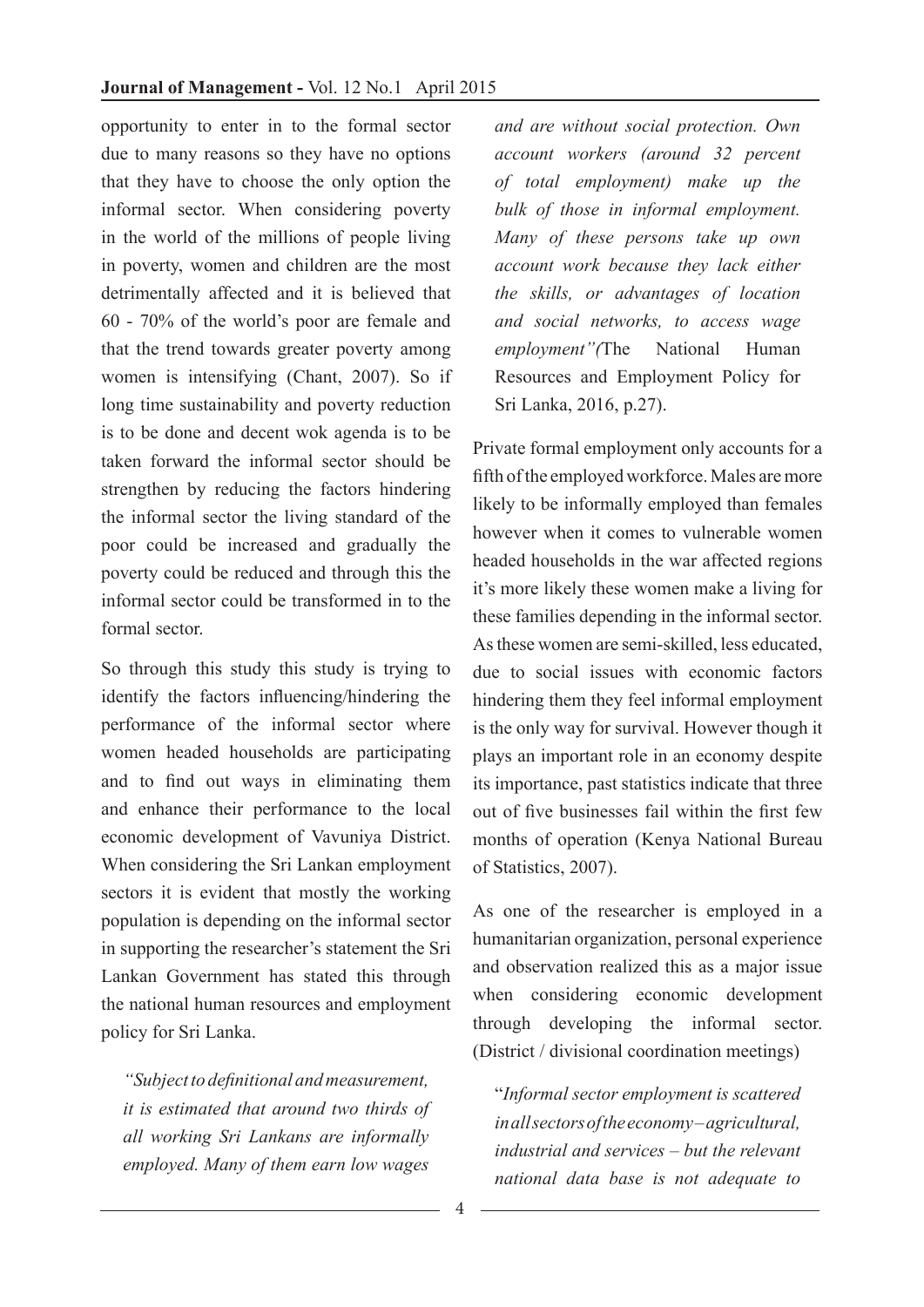opportunity to enter in to the formal sector due to many reasons so they have no options that they have to choose the only option the informal sector. When considering poverty in the world of the millions of people living in poverty, women and children are the most detrimentally affected and it is believed that 60 - 70% of the world's poor are female and that the trend towards greater poverty among women is intensifying (Chant, 2007). So if long time sustainability and poverty reduction is to be done and decent wok agenda is to be taken forward the informal sector should be strengthen by reducing the factors hindering the informal sector the living standard of the poor could be increased and gradually the poverty could be reduced and through this the informal sector could be transformed in to the formal sector.

So through this study this study is trying to identify the factors influencing/hindering the performance of the informal sector where women headed households are participating and to find out ways in eliminating them and enhance their performance to the local economic development of Vavuniya District. When considering the Sri Lankan employment sectors it is evident that mostly the working population is depending on the informal sector in supporting the researcher's statement the Sri Lankan Government has stated this through the national human resources and employment policy for Sri Lanka.

> *"Subject to definitional and measurement, it is estimated that around two thirds of all working Sri Lankans are informally employed. Many of them earn low wages and are without social protection. Own account workers (around 32 percent of total employment) make up the bulk of those in informal employment. Many of these persons take up own account work because they lack either the skills, or advantages of location and social networks, to access wage employment"(*The National Human Resources and Employment Policy for Sri Lanka, 2016, p.27).

Private formal employment only accounts for a fifth of the employed workforce. Males are more likely to be informally employed than females however when it comes to vulnerable women headed households in the war affected regions it's more likely these women make a living for these families depending in the informal sector. As these women are semi-skilled, less educated, due to social issues with economic factors hindering them they feel informal employment is the only way for survival. However though it plays an important role in an economy despite its importance, past statistics indicate that three out of five businesses fail within the first few months of operation (Kenya National Bureau of Statistics, 2007).

As one of the researcher is employed in a humanitarian organization, personal experience and observation realized this as a major issue when considering economic development through developing the informal sector. (District / divisional coordination meetings)

> "*Informal sector employment is scattered in all sectors of the economy – agricultural, industrial and services – but the relevant national data base is not adequate to*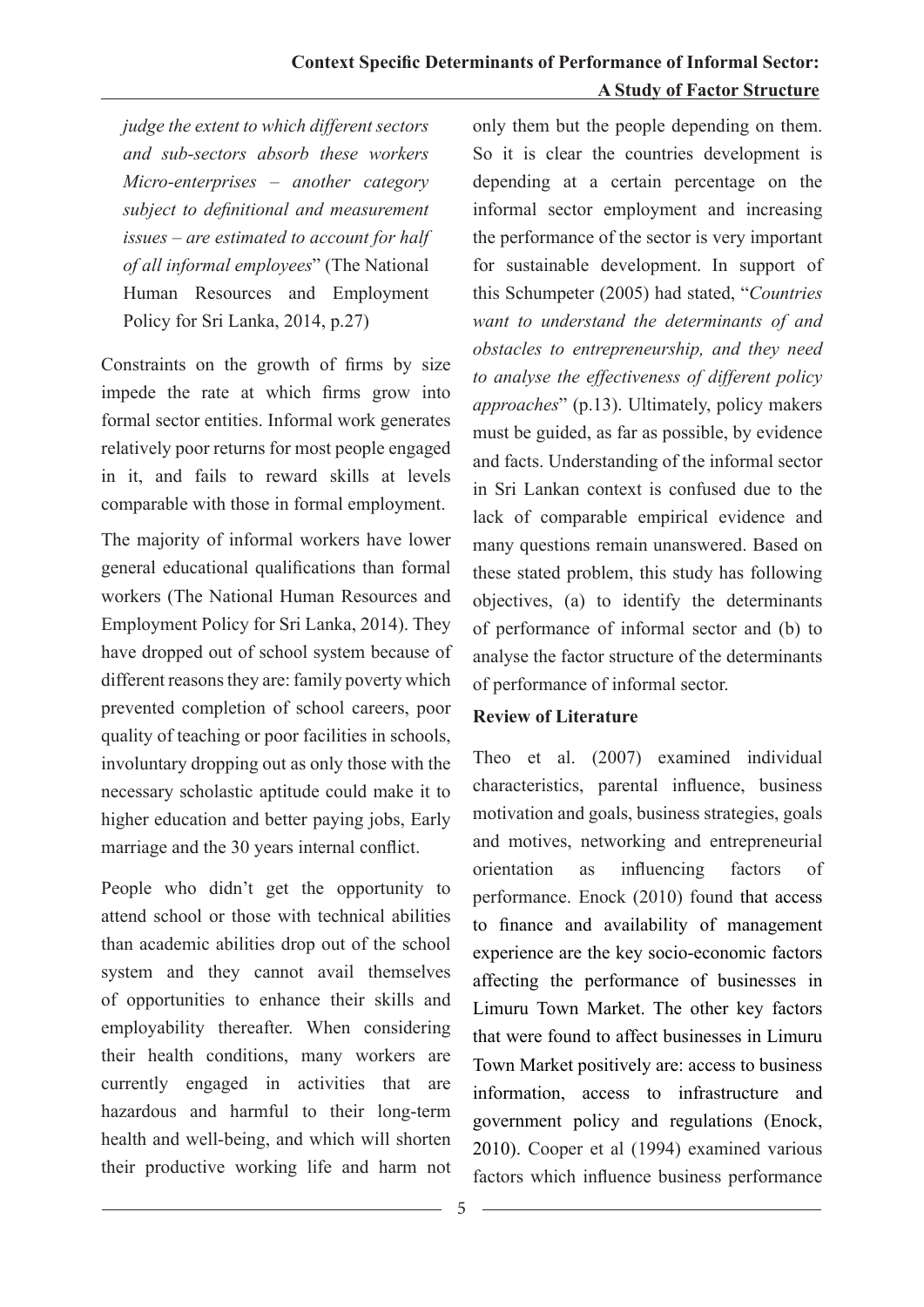*judge the extent to which different sectors and sub-sectors absorb these workers Micro-enterprises – another category subject to definitional and measurement issues – are estimated to account for half of all informal employees*" (The National Human Resources and Employment Policy for Sri Lanka, 2014, p.27)

Constraints on the growth of firms by size impede the rate at which firms grow into formal sector entities. Informal work generates relatively poor returns for most people engaged in it, and fails to reward skills at levels comparable with those in formal employment.

The majority of informal workers have lower general educational qualifications than formal workers (The National Human Resources and Employment Policy for Sri Lanka, 2014). They have dropped out of school system because of different reasons they are: family poverty which prevented completion of school careers, poor quality of teaching or poor facilities in schools, involuntary dropping out as only those with the necessary scholastic aptitude could make it to higher education and better paying jobs, Early marriage and the 30 years internal conflict.

People who didn't get the opportunity to attend school or those with technical abilities than academic abilities drop out of the school system and they cannot avail themselves of opportunities to enhance their skills and employability thereafter. When considering their health conditions, many workers are currently engaged in activities that are hazardous and harmful to their long-term health and well-being, and which will shorten their productive working life and harm not only them but the people depending on them. So it is clear the countries development is depending at a certain percentage on the informal sector employment and increasing the performance of the sector is very important for sustainable development. In support of this Schumpeter (2005) had stated, "*Countries want to understand the determinants of and obstacles to entrepreneurship, and they need to analyse the effectiveness of different policy approaches*" (p.13). Ultimately, policy makers must be guided, as far as possible, by evidence and facts. Understanding of the informal sector in Sri Lankan context is confused due to the lack of comparable empirical evidence and many questions remain unanswered. Based on these stated problem, this study has following objectives, (a) to identify the determinants of performance of informal sector and (b) to analyse the factor structure of the determinants of performance of informal sector.

**Review of Literature**

Theo et al. (2007) examined individual characteristics, parental influence, business motivation and goals, business strategies, goals and motives, networking and entrepreneurial orientation as influencing factors of performance. Enock (2010) found that access to finance and availability of management experience are the key socio-economic factors affecting the performance of businesses in Limuru Town Market. The other key factors that were found to affect businesses in Limuru Town Market positively are: access to business information, access to infrastructure and government policy and regulations (Enock, 2010). Cooper et al (1994) examined various factors which influence business performance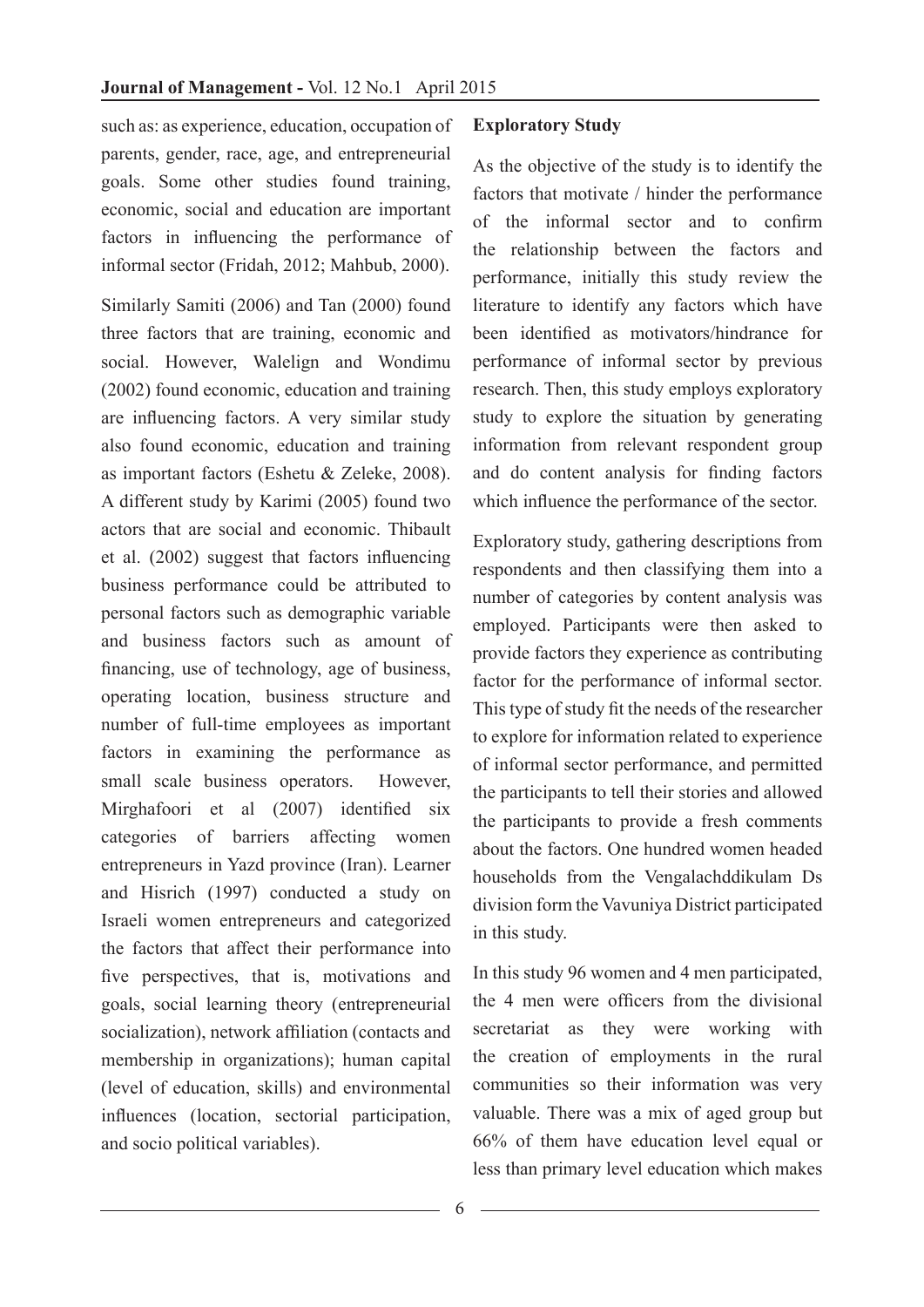such as: as experience, education, occupation of parents, gender, race, age, and entrepreneurial goals. Some other studies found training, economic, social and education are important factors in influencing the performance of informal sector (Fridah, 2012; Mahbub, 2000).

Similarly Samiti (2006) and Tan (2000) found three factors that are training, economic and social. However, Walelign and Wondimu (2002) found economic, education and training are influencing factors. A very similar study also found economic, education and training as important factors (Eshetu & Zeleke, 2008). A different study by Karimi (2005) found two actors that are social and economic. Thibault et al. (2002) suggest that factors influencing business performance could be attributed to personal factors such as demographic variable and business factors such as amount of financing, use of technology, age of business, operating location, business structure and number of full-time employees as important factors in examining the performance as small scale business operators. However, Mirghafoori et al (2007) identified six categories of barriers affecting women entrepreneurs in Yazd province (Iran). Learner and Hisrich (1997) conducted a study on Israeli women entrepreneurs and categorized the factors that affect their performance into five perspectives, that is, motivations and goals, social learning theory (entrepreneurial socialization), network affiliation (contacts and membership in organizations); human capital (level of education, skills) and environmental influences (location, sectorial participation, and socio political variables).

**Exploratory Study**

As the objective of the study is to identify the factors that motivate / hinder the performance of the informal sector and to confirm the relationship between the factors and performance, initially this study review the literature to identify any factors which have been identified as motivators/hindrance for performance of informal sector by previous research. Then, this study employs exploratory study to explore the situation by generating information from relevant respondent group and do content analysis for finding factors which influence the performance of the sector.

Exploratory study, gathering descriptions from respondents and then classifying them into a number of categories by content analysis was employed. Participants were then asked to provide factors they experience as contributing factor for the performance of informal sector. This type of study fit the needs of the researcher to explore for information related to experience of informal sector performance, and permitted the participants to tell their stories and allowed the participants to provide a fresh comments about the factors. One hundred women headed households from the Vengalachddikulam Ds division form the Vavuniya District participated in this study.

In this study 96 women and 4 men participated, the 4 men were officers from the divisional secretariat as they were working with the creation of employments in the rural communities so their information was very valuable. There was a mix of aged group but 66% of them have education level equal or less than primary level education which makes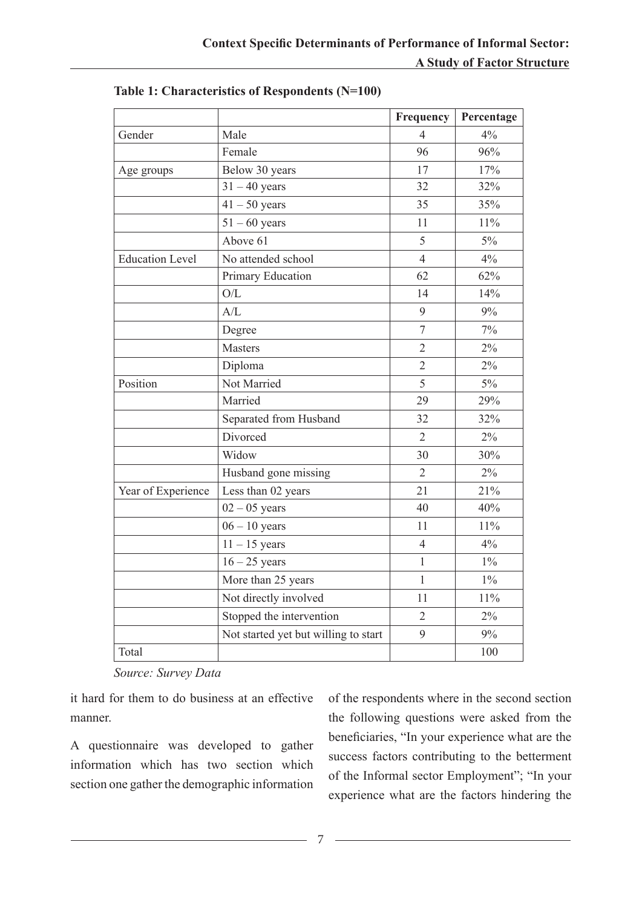**Table 1: Characteristics of Respondents (N=100)**

| | | Frequency | Percentage |
|---|---|---|---|
| Gender | Male | 4 | 4% |
| | Female | 96 | 96% |
| Age groups | Below 30 years | 17 | 17% |
| | 31 – 40 years | 32 | 32% |
| | 41 – 50 years | 35 | 35% |
| | 51 – 60 years | 11 | 11% |
| | Above 61 | 5 | 5% |
| Education Level | No attended school | 4 | 4% |
| | Primary Education | 62 | 62% |
| | O/L | 14 | 14% |
| | A/L | 9 | 9% |
| | Degree | 7 | 7% |
| | Masters | 2 | 2% |
| | Diploma | 2 | 2% |
| Position | Not Married | 5 | 5% |
| | Married | 29 | 29% |
| | Separated from Husband | 32 | 32% |
| | Divorced | 2 | 2% |
| | Widow | 30 | 30% |
| | Husband gone missing | 2 | 2% |
| Year of Experience | Less than 02 years | 21 | 21% |
| | 02 – 05 years | 40 | 40% |
| | 06 – 10 years | 11 | 11% |
| | 11 – 15 years | 4 | 4% |
| | 16 – 25 years | 1 | 1% |
| | More than 25 years | 1 | 1% |
| | Not directly involved | 11 | 11% |
| | Stopped the intervention | 2 | 2% |
| | Not started yet but willing to start | 9 | 9% |
| Total | | | 100 |

*Source: Survey Data*

it hard for them to do business at an effective manner.

A questionnaire was developed to gather information which has two section which section one gather the demographic information of the respondents where in the second section the following questions were asked from the beneficiaries, "In your experience what are the success factors contributing to the betterment of the Informal sector Employment"; "In your experience what are the factors hindering the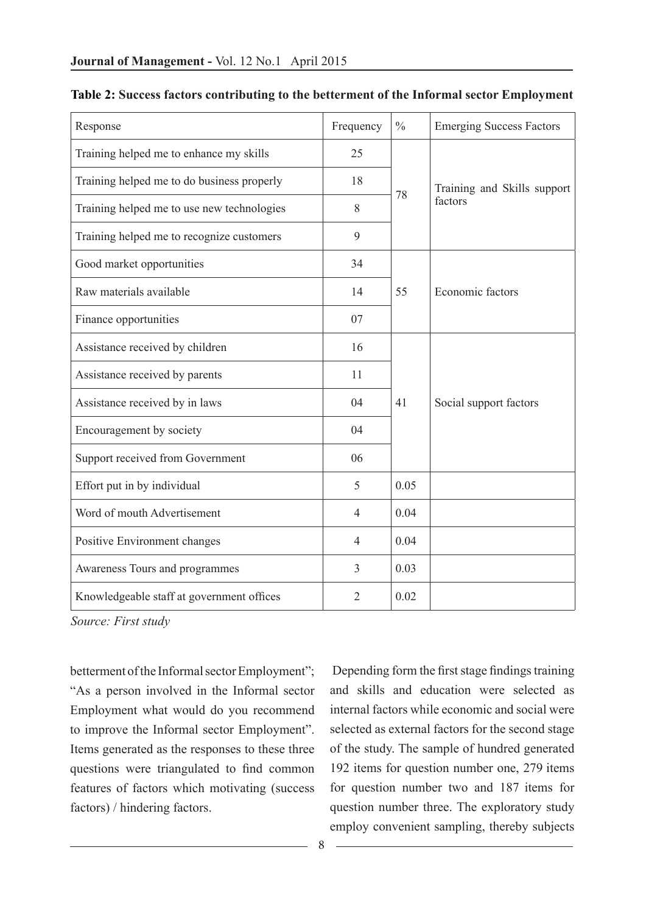**Table 2: Success factors contributing to the betterment of the Informal sector Employment**

| Response | Frequency | % | Emerging Success Factors |
|---|---|---|---|
| Training helped me to enhance my skills | 25 | 78 | Training and Skills support factors |
| Training helped me to do business properly | 18 | | |
| Training helped me to use new technologies | 8 | | |
| Training helped me to recognize customers | 9 | | |
| Good market opportunities | 34 | 55 | Economic factors |
| Raw materials available | 14 | | |
| Finance opportunities | 07 | | |
| Assistance received by children | 16 | 41 | Social support factors |
| Assistance received by parents | 11 | | |
| Assistance received by in laws | 04 | | |
| Encouragement by society | 04 | | |
| Support received from Government | 06 | | |
| Effort put in by individual | 5 | 0.05 | |
| Word of mouth Advertisement | 4 | 0.04 | |
| Positive Environment changes | 4 | 0.04 | |
| Awareness Tours and programmes | 3 | 0.03 | |
| Knowledgeable staff at government offices | 2 | 0.02 | |

*Source: First study*

betterment of the Informal sector Employment"; "As a person involved in the Informal sector Employment what would do you recommend to improve the Informal sector Employment". Items generated as the responses to these three questions were triangulated to find common features of factors which motivating (success factors) / hindering factors.

Depending form the first stage findings training and skills and education were selected as internal factors while economic and social were selected as external factors for the second stage of the study. The sample of hundred generated 192 items for question number one, 279 items for question number two and 187 items for question number three. The exploratory study employ convenient sampling, thereby subjects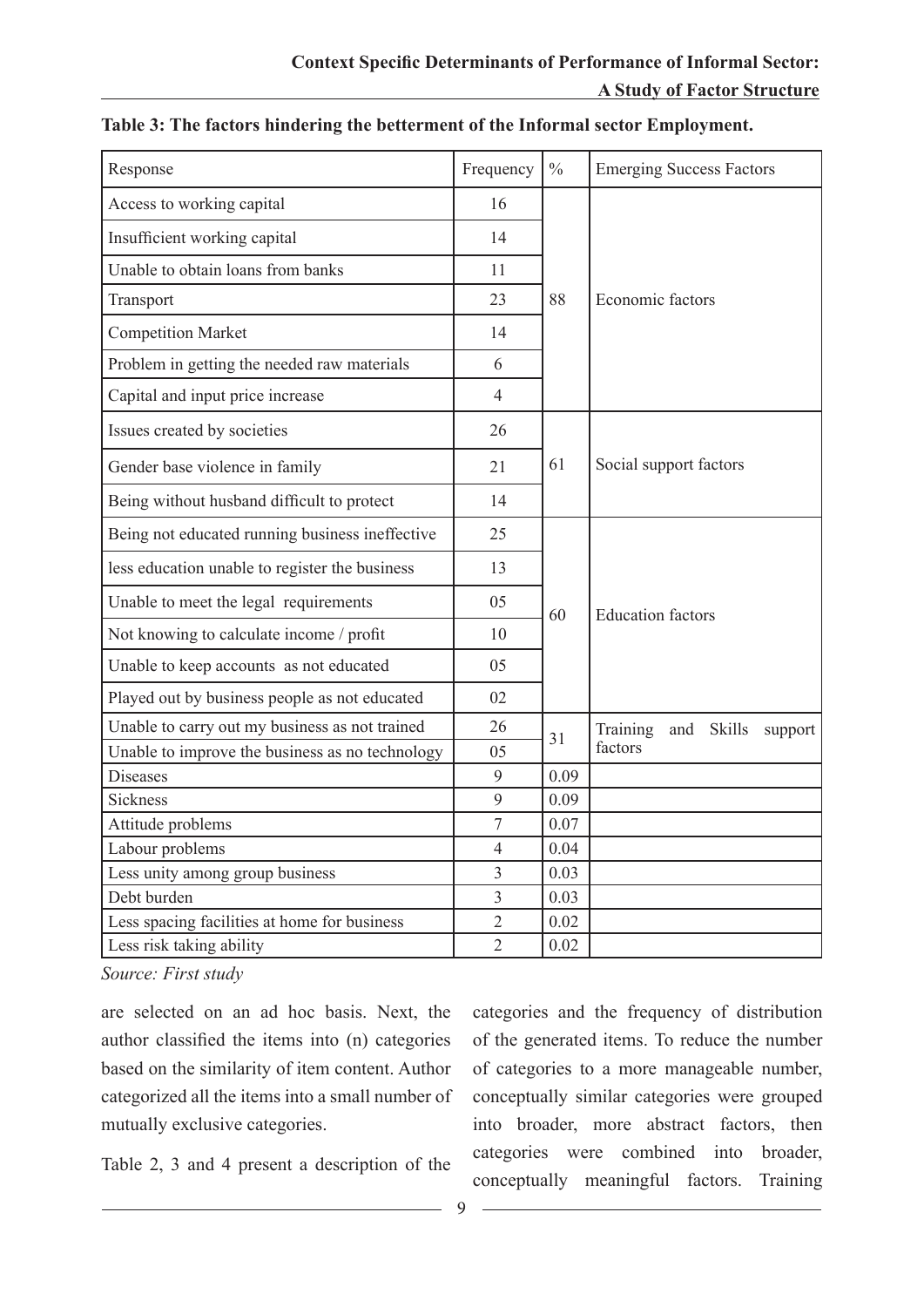**Table 3: The factors hindering the betterment of the Informal sector Employment.**

| Response | Frequency | % | Emerging Success Factors |
|---|---|---|---|
| Access to working capital | 16 | 88 | Economic factors |
| Insufficient working capital | 14 | | |
| Unable to obtain loans from banks | 11 | | |
| Transport | 23 | | |
| Competition Market | 14 | | |
| Problem in getting the needed raw materials | 6 | | |
| Capital and input price increase | 4 | | |
| Issues created by societies | 26 | 61 | Social support factors |
| Gender base violence in family | 21 | | |
| Being without husband difficult to protect | 14 | | |
| Being not educated running business ineffective | 25 | 60 | Education factors |
| less education unable to register the business | 13 | | |
| Unable to meet the legal requirements | 05 | | |
| Not knowing to calculate income / profit | 10 | | |
| Unable to keep accounts as not educated | 05 | | |
| Played out by business people as not educated | 02 | | |
| Unable to carry out my business as not trained | 26 | 31 | Training and Skills support factors |
| Unable to improve the business as no technology | 05 | | |
| Diseases | 9 | 0.09 | |
| Sickness | 9 | 0.09 | |
| Attitude problems | 7 | 0.07 | |
| Labour problems | 4 | 0.04 | |
| Less unity among group business | 3 | 0.03 | |
| Debt burden | 3 | 0.03 | |
| Less spacing facilities at home for business | 2 | 0.02 | |
| Less risk taking ability | 2 | 0.02 | |

*Source: First study*

are selected on an ad hoc basis. Next, the author classified the items into (n) categories based on the similarity of item content. Author categorized all the items into a small number of mutually exclusive categories.

Table 2, 3 and 4 present a description of the categories and the frequency of distribution of the generated items. To reduce the number of categories to a more manageable number, conceptually similar categories were grouped into broader, more abstract factors, then categories were combined into broader, conceptually meaningful factors. Training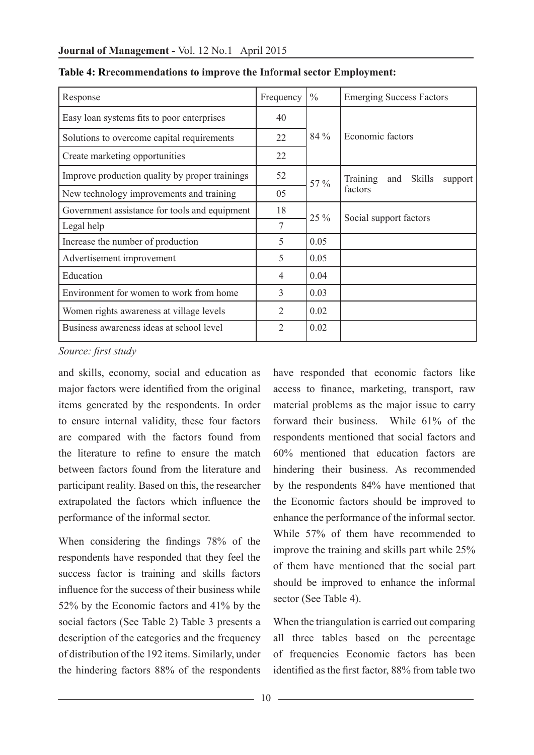**Table 4: Rrecommendations to improve the Informal sector Employment:**

| Response | Frequency | % | Emerging Success Factors |
|---|---|---|---|
| Easy loan systems fits to poor enterprises | 40 | 84 % | Economic factors |
| Solutions to overcome capital requirements | 22 | | |
| Create marketing opportunities | 22 | | |
| Improve production quality by proper trainings | 52 | 57 % | Training and Skills support factors |
| New technology improvements and training | 05 | | |
| Government assistance for tools and equipment | 18 | 25 % | Social support factors |
| Legal help | 7 | | |
| Increase the number of production | 5 | 0.05 | |
| Advertisement improvement | 5 | 0.05 | |
| Education | 4 | 0.04 | |
| Environment for women to work from home | 3 | 0.03 | |
| Women rights awareness at village levels | 2 | 0.02 | |
| Business awareness ideas at school level | 2 | 0.02 | |

*Source: first study*

and skills, economy, social and education as major factors were identified from the original items generated by the respondents. In order to ensure internal validity, these four factors are compared with the factors found from the literature to refine to ensure the match between factors found from the literature and participant reality. Based on this, the researcher extrapolated the factors which influence the performance of the informal sector.

When considering the findings 78% of the respondents have responded that they feel the success factor is training and skills factors influence for the success of their business while 52% by the Economic factors and 41% by the social factors (See Table 2) Table 3 presents a description of the categories and the frequency of distribution of the 192 items. Similarly, under the hindering factors 88% of the respondents have responded that economic factors like access to finance, marketing, transport, raw material problems as the major issue to carry forward their business. While 61% of the respondents mentioned that social factors and 60% mentioned that education factors are hindering their business. As recommended by the respondents 84% have mentioned that the Economic factors should be improved to enhance the performance of the informal sector. While 57% of them have recommended to improve the training and skills part while 25% of them have mentioned that the social part should be improved to enhance the informal sector (See Table 4).

When the triangulation is carried out comparing all three tables based on the percentage of frequencies Economic factors has been identified as the first factor, 88% from table two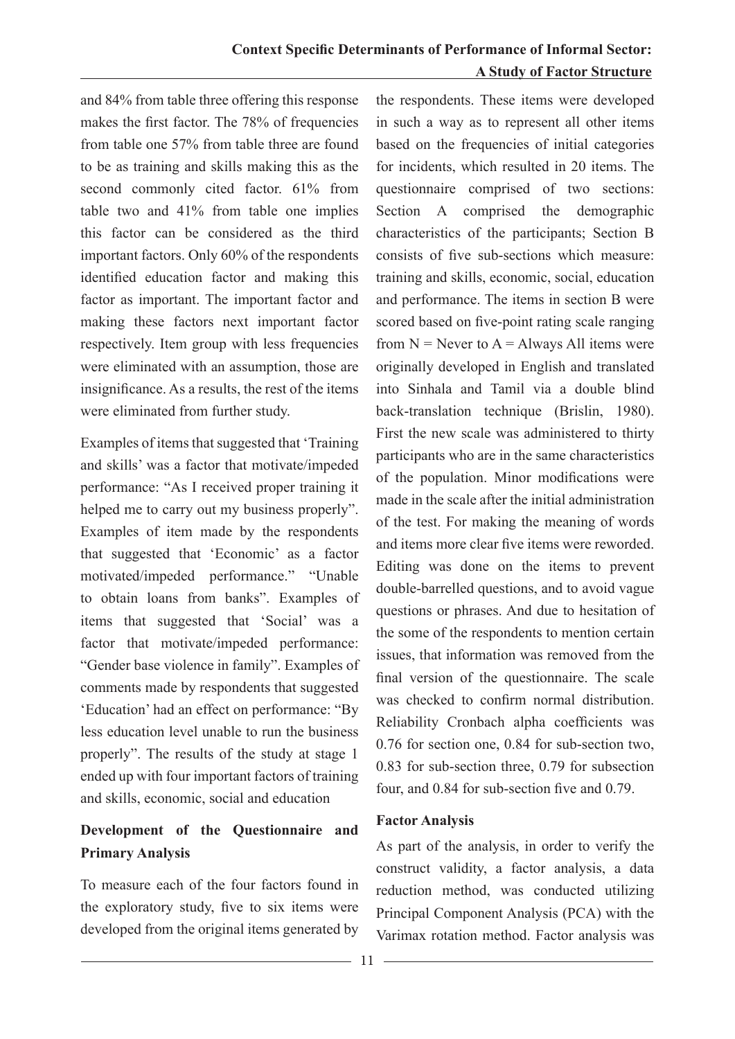and 84% from table three offering this response makes the first factor. The 78% of frequencies from table one 57% from table three are found to be as training and skills making this as the second commonly cited factor. 61% from table two and 41% from table one implies this factor can be considered as the third important factors. Only 60% of the respondents identified education factor and making this factor as important. The important factor and making these factors next important factor respectively. Item group with less frequencies were eliminated with an assumption, those are insignificance. As a results, the rest of the items were eliminated from further study.

Examples of items that suggested that 'Training and skills' was a factor that motivate/impeded performance: "As I received proper training it helped me to carry out my business properly". Examples of item made by the respondents that suggested that 'Economic' as a factor motivated/impeded performance." "Unable to obtain loans from banks". Examples of items that suggested that 'Social' was a factor that motivate/impeded performance: "Gender base violence in family". Examples of comments made by respondents that suggested 'Education' had an effect on performance: "By less education level unable to run the business properly". The results of the study at stage 1 ended up with four important factors of training and skills, economic, social and education

## Development of the Questionnaire and Primary Analysis

To measure each of the four factors found in the exploratory study, five to six items were developed from the original items generated by the respondents. These items were developed in such a way as to represent all other items based on the frequencies of initial categories for incidents, which resulted in 20 items. The questionnaire comprised of two sections: Section A comprised the demographic characteristics of the participants; Section B consists of five sub-sections which measure: training and skills, economic, social, education and performance. The items in section B were scored based on five-point rating scale ranging from N = Never to A = Always All items were originally developed in English and translated into Sinhala and Tamil via a double blind back-translation technique (Brislin, 1980). First the new scale was administered to thirty participants who are in the same characteristics of the population. Minor modifications were made in the scale after the initial administration of the test. For making the meaning of words and items more clear five items were reworded. Editing was done on the items to prevent double-barrelled questions, and to avoid vague questions or phrases. And due to hesitation of the some of the respondents to mention certain issues, that information was removed from the final version of the questionnaire. The scale was checked to confirm normal distribution. Reliability Cronbach alpha coefficients was 0.76 for section one, 0.84 for sub-section two, 0.83 for sub-section three, 0.79 for subsection four, and 0.84 for sub-section five and 0.79.

### Factor Analysis

As part of the analysis, in order to verify the construct validity, a factor analysis, a data reduction method, was conducted utilizing Principal Component Analysis (PCA) with the Varimax rotation method. Factor analysis was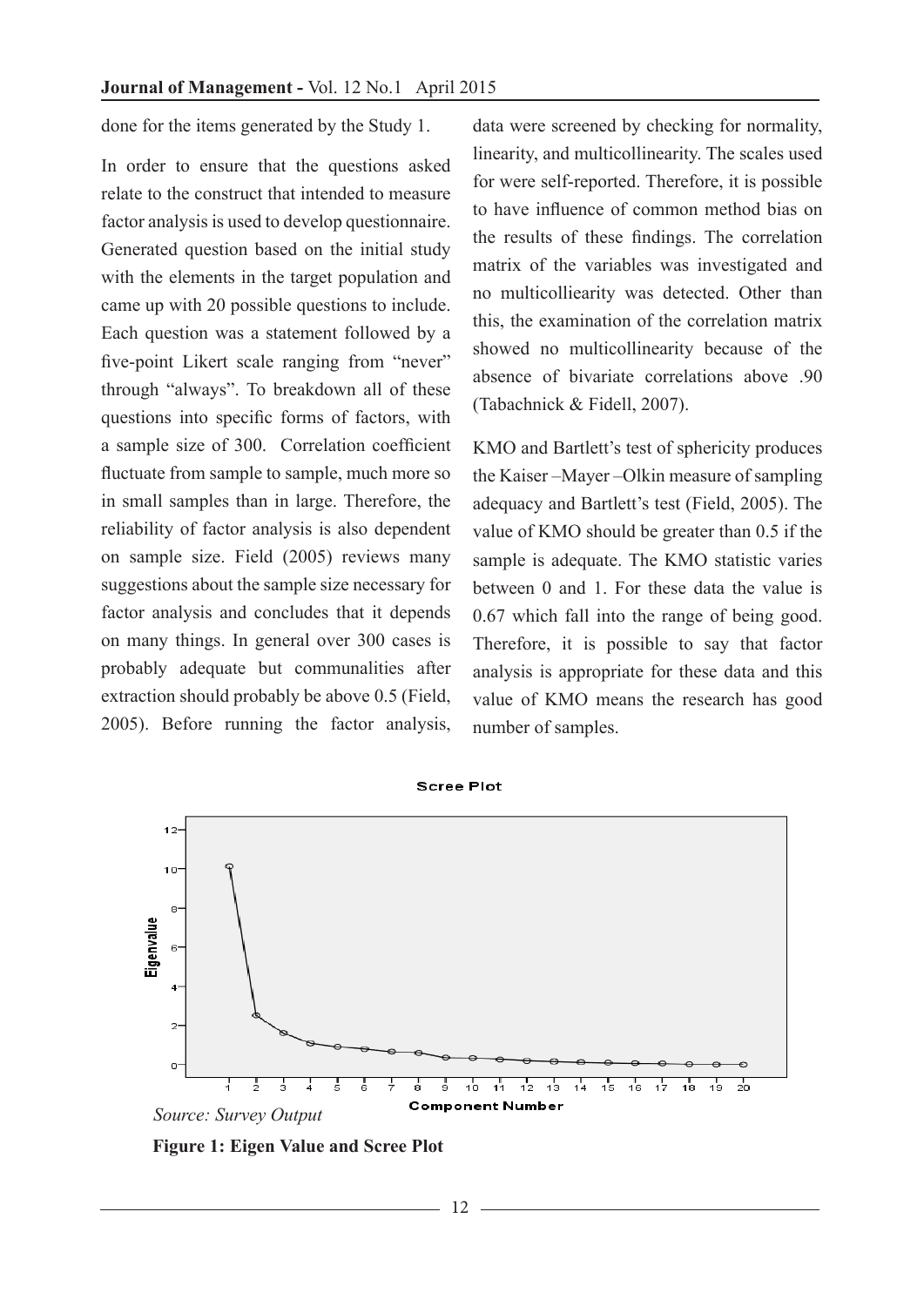done for the items generated by the Study 1.

In order to ensure that the questions asked relate to the construct that intended to measure factor analysis is used to develop questionnaire. Generated question based on the initial study with the elements in the target population and came up with 20 possible questions to include. Each question was a statement followed by a five-point Likert scale ranging from "never" through "always". To breakdown all of these questions into specific forms of factors, with a sample size of 300. Correlation coefficient fluctuate from sample to sample, much more so in small samples than in large. Therefore, the reliability of factor analysis is also dependent on sample size. Field (2005) reviews many suggestions about the sample size necessary for factor analysis and concludes that it depends on many things. In general over 300 cases is probably adequate but communalities after extraction should probably be above 0.5 (Field, 2005). Before running the factor analysis, data were screened by checking for normality, linearity, and multicollinearity. The scales used for were self-reported. Therefore, it is possible to have influence of common method bias on the results of these findings. The correlation matrix of the variables was investigated and no multicolliearity was detected. Other than this, the examination of the correlation matrix showed no multicollinearity because of the absence of bivariate correlations above .90 (Tabachnick & Fidell, 2007).

KMO and Bartlett's test of sphericity produces the Kaiser –Mayer –Olkin measure of sampling adequacy and Bartlett's test (Field, 2005). The value of KMO should be greater than 0.5 if the sample is adequate. The KMO statistic varies between 0 and 1. For these data the value is 0.67 which fall into the range of being good. Therefore, it is possible to say that factor analysis is appropriate for these data and this value of KMO means the research has good number of samples.

*Source: Survey Output*

**Figure 1: Eigen Value and Scree Plot**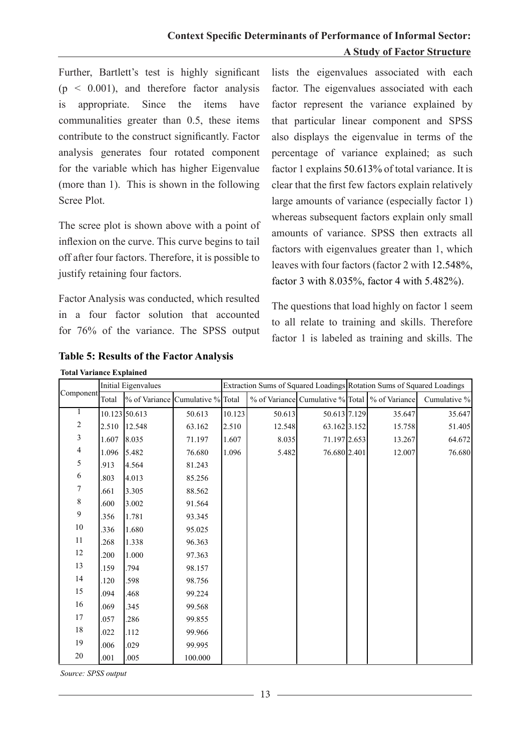Further, Bartlett's test is highly significant ($p < 0.001$), and therefore factor analysis is appropriate. Since the items have communalities greater than 0.5, these items contribute to the construct significantly. Factor analysis generates four rotated component for the variable which has higher Eigenvalue (more than 1). This is shown in the following Scree Plot.

The scree plot is shown above with a point of inflexion on the curve. This curve begins to tail off after four factors. Therefore, it is possible to justify retaining four factors.

Factor Analysis was conducted, which resulted in a four factor solution that accounted for 76% of the variance. The SPSS output lists the eigenvalues associated with each factor. The eigenvalues associated with each factor represent the variance explained by that particular linear component and SPSS also displays the eigenvalue in terms of the percentage of variance explained; as such factor 1 explains 50.613% of total variance. It is clear that the first few factors explain relatively large amounts of variance (especially factor 1) whereas subsequent factors explain only small amounts of variance. SPSS then extracts all factors with eigenvalues greater than 1, which leaves with four factors (factor 2 with 12.548%, factor 3 with 8.035%, factor 4 with 5.482%).

The questions that load highly on factor 1 seem to all relate to training and skills. Therefore factor 1 is labeled as training and skills. The

**Table 5: Results of the Factor Analysis**

**Total Variance Explained**

| Component | Initial Eigenvalues | | | Extraction Sums of Squared Loadings | | | Rotation Sums of Squared Loadings | | |
|---|---|---|---|---|---|---|---|---|---|
| | Total | % of Variance | Cumulative % | Total | % of Variance | Cumulative % | Total | % of Variance | Cumulative % |
| 1 | 10.123 | 50.613 | 50.613 | 10.123 | 50.613 | 50.613 | 7.129 | 35.647 | 35.647 |
| 2 | 2.510 | 12.548 | 63.162 | 2.510 | 12.548 | 63.162 | 3.152 | 15.758 | 51.405 |
| 3 | 1.607 | 8.035 | 71.197 | 1.607 | 8.035 | 71.197 | 2.653 | 13.267 | 64.672 |
| 4 | 1.096 | 5.482 | 76.680 | 1.096 | 5.482 | 76.680 | 2.401 | 12.007 | 76.680 |
| 5 | .913 | 4.564 | 81.243 | | | | | | |
| 6 | .803 | 4.013 | 85.256 | | | | | | |
| 7 | .661 | 3.305 | 88.562 | | | | | | |
| 8 | .600 | 3.002 | 91.564 | | | | | | |
| 9 | .356 | 1.781 | 93.345 | | | | | | |
| 10 | .336 | 1.680 | 95.025 | | | | | | |
| 11 | .268 | 1.338 | 96.363 | | | | | | |
| 12 | .200 | 1.000 | 97.363 | | | | | | |
| 13 | .159 | .794 | 98.157 | | | | | | |
| 14 | .120 | .598 | 98.756 | | | | | | |
| 15 | .094 | .468 | 99.224 | | | | | | |
| 16 | .069 | .345 | 99.568 | | | | | | |
| 17 | .057 | .286 | 99.855 | | | | | | |
| 18 | .022 | .112 | 99.966 | | | | | | |
| 19 | .006 | .029 | 99.995 | | | | | | |
| 20 | .001 | .005 | 100.000 | | | | | | |

*Source: SPSS output*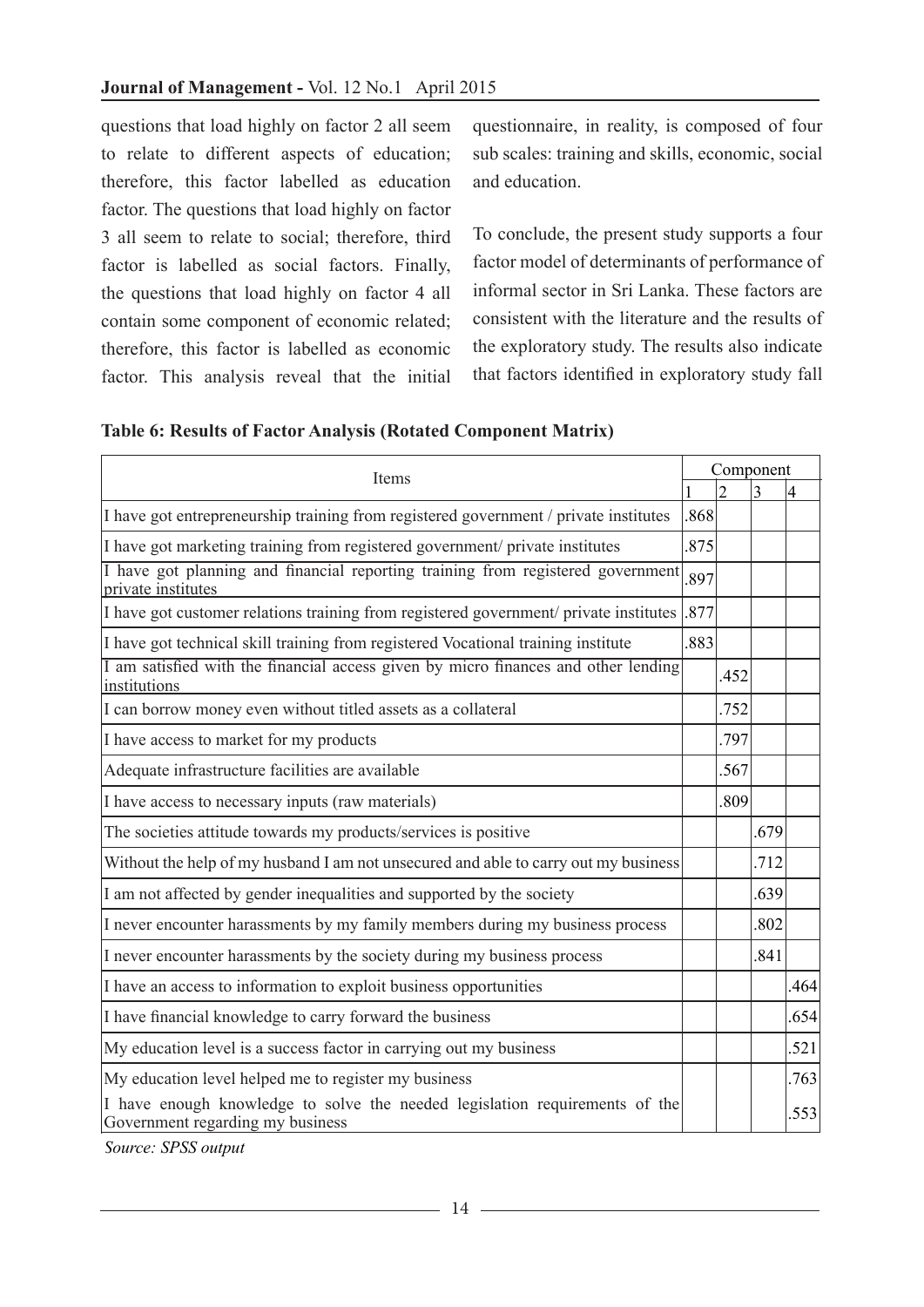questions that load highly on factor 2 all seem to relate to different aspects of education; therefore, this factor labelled as education factor. The questions that load highly on factor 3 all seem to relate to social; therefore, third factor is labelled as social factors. Finally, the questions that load highly on factor 4 all contain some component of economic related; therefore, this factor is labelled as economic factor. This analysis reveal that the initial questionnaire, in reality, is composed of four sub scales: training and skills, economic, social and education.

To conclude, the present study supports a four factor model of determinants of performance of informal sector in Sri Lanka. These factors are consistent with the literature and the results of the exploratory study. The results also indicate that factors identified in exploratory study fall

**Table 6: Results of Factor Analysis (Rotated Component Matrix)**

| Items | Component | | | |
|---|---|---|---|---|
| | 1 | 2 | 3 | 4 |
| I have got entrepreneurship training from registered government / private institutes | .868 | | | |
| I have got marketing training from registered government/ private institutes | .875 | | | |
| I have got planning and financial reporting training from registered government private institutes | .897 | | | |
| I have got customer relations training from registered government/ private institutes | .877 | | | |
| I have got technical skill training from registered Vocational training institute | .883 | | | |
| I am satisfied with the financial access given by micro finances and other lending institutions | | .452 | | |
| I can borrow money even without titled assets as a collateral | | .752 | | |
| I have access to market for my products | | .797 | | |
| Adequate infrastructure facilities are available | | .567 | | |
| I have access to necessary inputs (raw materials) | | .809 | | |
| The societies attitude towards my products/services is positive | | | .679 | |
| Without the help of my husband I am not unsecured and able to carry out my business | | | .712 | |
| I am not affected by gender inequalities and supported by the society | | | .639 | |
| I never encounter harassments by my family members during my business process | | | .802 | |
| I never encounter harassments by the society during my business process | | | .841 | |
| I have an access to information to exploit business opportunities | | | | .464 |
| I have financial knowledge to carry forward the business | | | | .654 |
| My education level is a success factor in carrying out my business | | | | .521 |
| My education level helped me to register my business | | | | .763 |
| I have enough knowledge to solve the needed legislation requirements of the Government regarding my business | | | | .553 |

*Source: SPSS output*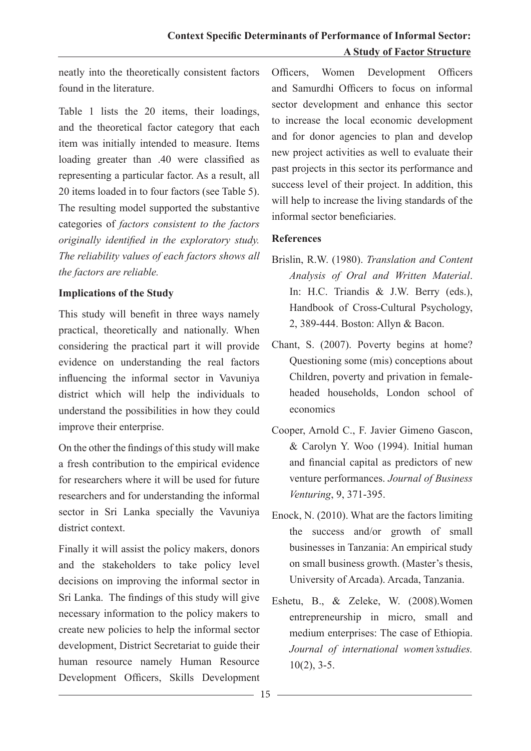neatly into the theoretically consistent factors found in the literature.

Table 1 lists the 20 items, their loadings, and the theoretical factor category that each item was initially intended to measure. Items loading greater than .40 were classified as representing a particular factor. As a result, all 20 items loaded in to four factors (see Table 5). The resulting model supported the substantive categories of *factors consistent to the factors originally identified in the exploratory study. The reliability values of each factors shows all the factors are reliable.*

**Implications of the Study**

This study will benefit in three ways namely practical, theoretically and nationally. When considering the practical part it will provide evidence on understanding the real factors influencing the informal sector in Vavuniya district which will help the individuals to understand the possibilities in how they could improve their enterprise.

On the other the findings of this study will make a fresh contribution to the empirical evidence for researchers where it will be used for future researchers and for understanding the informal sector in Sri Lanka specially the Vavuniya district context.

Finally it will assist the policy makers, donors and the stakeholders to take policy level decisions on improving the informal sector in Sri Lanka. The findings of this study will give necessary information to the policy makers to create new policies to help the informal sector development, District Secretariat to guide their human resource namely Human Resource Development Officers, Skills Development Officers, Women Development Officers and Samurdhi Officers to focus on informal sector development and enhance this sector to increase the local economic development and for donor agencies to plan and develop new project activities as well to evaluate their past projects in this sector its performance and success level of their project. In addition, this will help to increase the living standards of the informal sector beneficiaries.

**References**

Brislin, R.W. (1980). *Translation and Content Analysis of Oral and Written Material*. In: H.C. Triandis & J.W. Berry (eds.), Handbook of Cross-Cultural Psychology, 2, 389-444. Boston: Allyn & Bacon.

Chant, S. (2007). Poverty begins at home? Questioning some (mis) conceptions about Children, poverty and privation in female-headed households, London school of economics

Cooper, Arnold C., F. Javier Gimeno Gascon, & Carolyn Y. Woo (1994). Initial human and financial capital as predictors of new venture performances. *Journal of Business Venturing*, 9, 371-395.

Enock, N. (2010). What are the factors limiting the success and/or growth of small businesses in Tanzania: An empirical study on small business growth. (Master's thesis, University of Arcada). Arcada, Tanzania.

Eshetu, B., & Zeleke, W. (2008).Women entrepreneurship in micro, small and medium enterprises: The case of Ethiopia. *Journal of international women'sstudies.* 10(2), 3-5.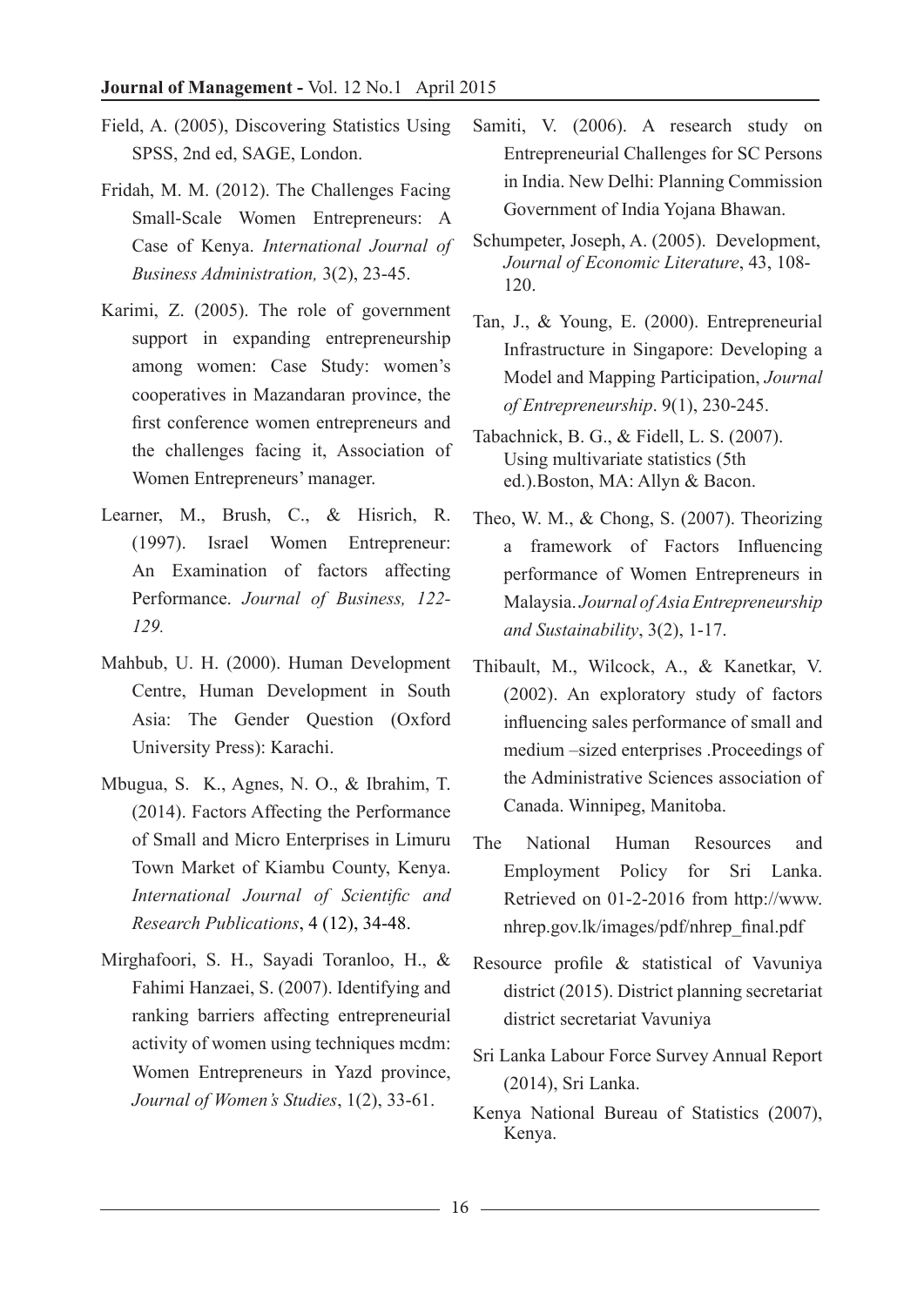Field, A. (2005), Discovering Statistics Using SPSS, 2nd ed, SAGE, London.

Fridah, M. M. (2012). The Challenges Facing Small-Scale Women Entrepreneurs: A Case of Kenya. *International Journal of Business Administration,* 3(2), 23-45.

Karimi, Z. (2005). The role of government support in expanding entrepreneurship among women: Case Study: women's cooperatives in Mazandaran province, the first conference women entrepreneurs and the challenges facing it, Association of Women Entrepreneurs' manager.

Learner, M., Brush, C., & Hisrich, R. (1997). Israel Women Entrepreneur: An Examination of factors affecting Performance. *Journal of Business, 122-129.*

Mahbub, U. H. (2000). Human Development Centre, Human Development in South Asia: The Gender Question (Oxford University Press): Karachi.

Mbugua, S. K., Agnes, N. O., & Ibrahim, T. (2014). Factors Affecting the Performance of Small and Micro Enterprises in Limuru Town Market of Kiambu County, Kenya. *International Journal of Scientific and Research Publications*, 4 (12), 34-48.

Mirghafoori, S. H., Sayadi Toranloo, H., & Fahimi Hanzaei, S. (2007). Identifying and ranking barriers affecting entrepreneurial activity of women using techniques mcdm: Women Entrepreneurs in Yazd province, *Journal of Women's Studies*, 1(2), 33-61.

Samiti, V. (2006). A research study on Entrepreneurial Challenges for SC Persons in India. New Delhi: Planning Commission Government of India Yojana Bhawan.

Schumpeter, Joseph, A. (2005). Development, *Journal of Economic Literature*, 43, 108-120.

Tan, J., & Young, E. (2000). Entrepreneurial Infrastructure in Singapore: Developing a Model and Mapping Participation, *Journal of Entrepreneurship*. 9(1), 230-245.

Tabachnick, B. G., & Fidell, L. S. (2007). Using multivariate statistics (5th ed.).Boston, MA: Allyn & Bacon.

Theo, W. M., & Chong, S. (2007). Theorizing a framework of Factors Influencing performance of Women Entrepreneurs in Malaysia. *Journal of Asia Entrepreneurship and Sustainability*, 3(2), 1-17.

Thibault, M., Wilcock, A., & Kanetkar, V. (2002). An exploratory study of factors influencing sales performance of small and medium –sized enterprises .Proceedings of the Administrative Sciences association of Canada. Winnipeg, Manitoba.

The National Human Resources and Employment Policy for Sri Lanka. Retrieved on 01-2-2016 from http://www.nhrep.gov.lk/images/pdf/nhrep_final.pdf

Resource profile & statistical of Vavuniya district (2015). District planning secretariat district secretariat Vavuniya

Sri Lanka Labour Force Survey Annual Report (2014), Sri Lanka.

Kenya National Bureau of Statistics (2007), Kenya.